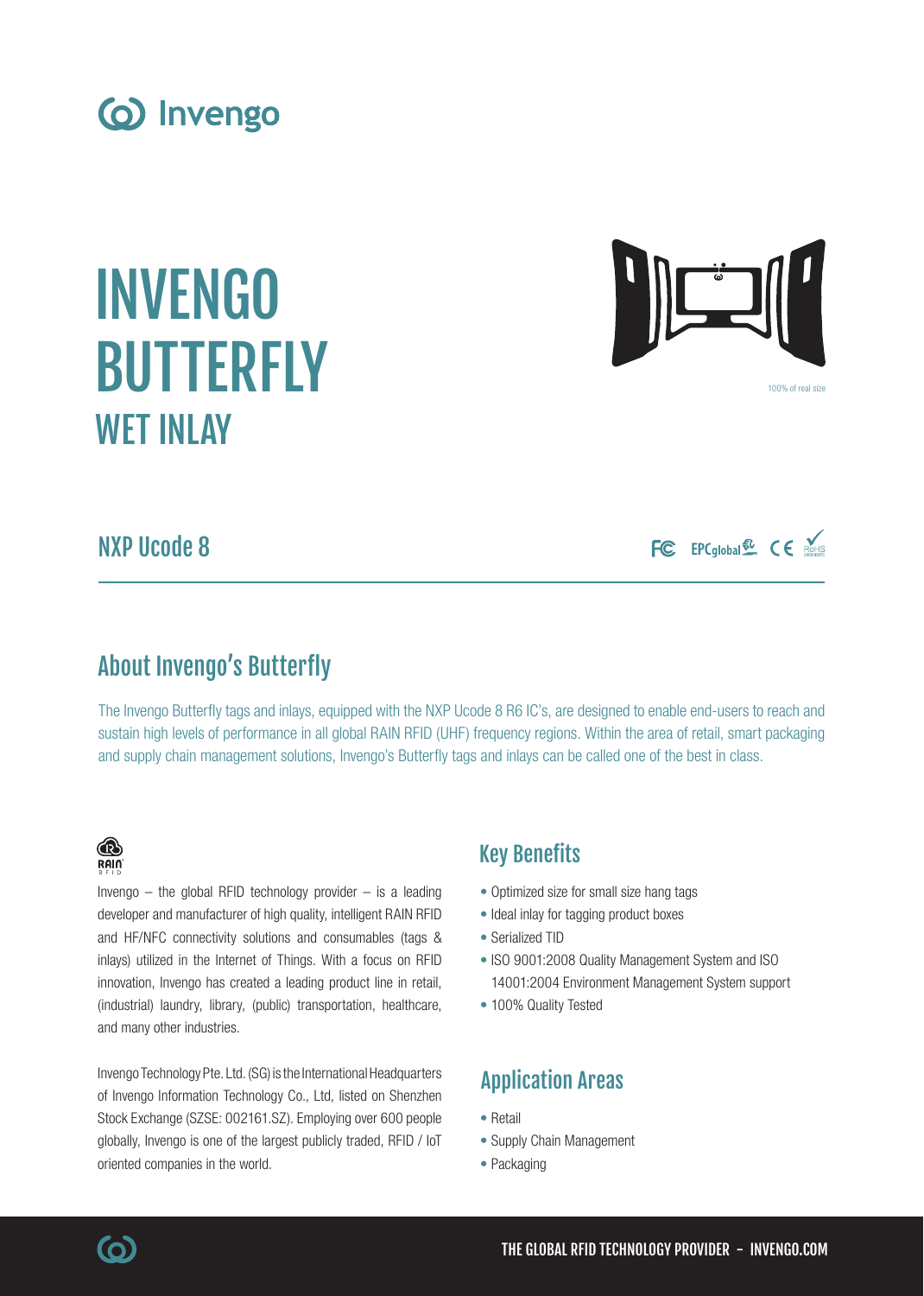Invengo

# INVENGO BUTTERFLY

## WET INLAY

100% of real size

### NXP Ucode 8

FC EPCglobal CE RoHS

## About Invengo's Butterfly

The Invengo Butterfly tags and inlays, equipped with the NXP Ucode 8 R6 IC's, are designed to enable end-users to reach and sustain high levels of performance in all global RAIN RFID (UHF) frequency regions. Within the area of retail, smart packaging and supply chain management solutions, Invengo's Butterfly tags and inlays can be called one of the best in class.

RAIN RFID

Invengo – the global RFID technology provider – is a leading developer and manufacturer of high quality, intelligent RAIN RFID and HF/NFC connectivity solutions and consumables (tags & inlays) utilized in the Internet of Things. With a focus on RFID innovation, Invengo has created a leading product line in retail, (industrial) laundry, library, (public) transportation, healthcare, and many other industries.

Invengo Technology Pte. Ltd. (SG) is the International Headquarters of Invengo Information Technology Co., Ltd, listed on Shenzhen Stock Exchange (SZSE: 002161.SZ). Employing over 600 people globally, Invengo is one of the largest publicly traded, RFID / IoT oriented companies in the world.

## Key Benefits

- Optimized size for small size hang tags
- Ideal inlay for tagging product boxes
- Serialized TID
- ISO 9001:2008 Quality Management System and ISO 14001:2004 Environment Management System support
- 100% Quality Tested

## Application Areas

- Retail
- Supply Chain Management
- Packaging

THE GLOBAL RFID TECHNOLOGY PROVIDER - INVENGO.COM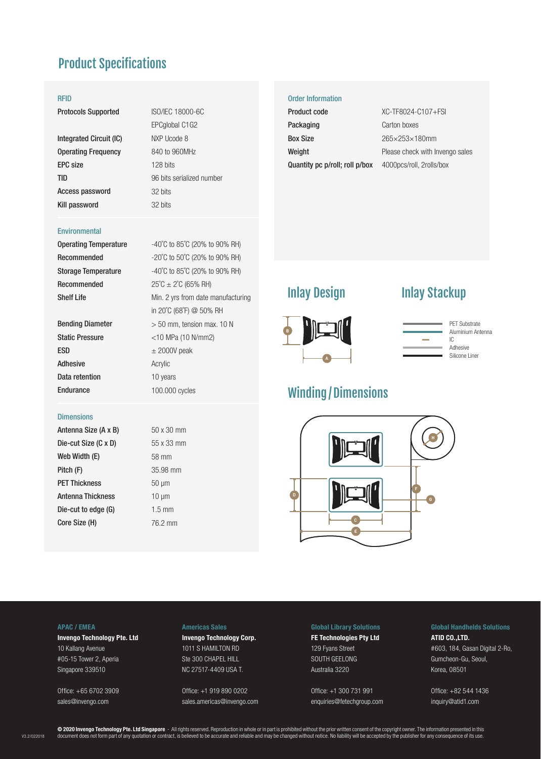# Product Specifications

### RFID

| | |
|---|---|
| Protocols Supported | ISO/IEC 18000-6C<br>EPCglobal C1G2 |
| Integrated Circuit (IC) | NXP Ucode 8 |
| Operating Frequency | 840 to 960MHz |
| EPC size | 128 bits |
| TID | 96 bits serialized number |
| Access password | 32 bits |
| Kill password | 32 bits |

### Environmental

| | |
|---|---|
| Operating Temperature | -40˚C to 85˚C (20% to 90% RH) |
| Recommended | -20˚C to 50˚C (20% to 90% RH) |
| Storage Temperature | -40˚C to 85˚C (20% to 90% RH) |
| Recommended | 25˚C ± 2˚C (65% RH) |
| Shelf Life | Min. 2 yrs from date manufacturing in 20˚C (68˚F) @ 50% RH |
| Bending Diameter | > 50 mm, tension max. 10 N |
| Static Pressure | <10 MPa (10 N/mm2) |
| ESD | ± 2000V peak |
| Adhesive | Acrylic |
| Data retention | 10 years |
| Endurance | 100.000 cycles |

### Dimensions

| | |
|---|---|
| Antenna Size (A x B) | 50 x 30 mm |
| Die-cut Size (C x D) | 55 x 33 mm |
| Web Width (E) | 58 mm |
| Pitch (F) | 35.98 mm |
| PET Thickness | 50 µm |
| Antenna Thickness | 10 µm |
| Die-cut to edge (G) | 1.5 mm |
| Core Size (H) | 76.2 mm |

### Order Information

| | |
|---|---|
| Product code | XC-TF8024-C107+FSI |
| Packaging | Carton boxes |
| Box Size | 265×253×180mm |
| Weight | Please check with Invengo sales |
| Quantity pc p/roll; roll p/box | 4000pcs/roll, 2rolls/box |

## Inlay Design

B
A

## Inlay Stackup

PET Substrate
Aluminium Antenna
IC
Adhesive
Silicone Liner

## Winding / Dimensions

H
D
F
G
C
E

**APAC / EMEA**
**Invengo Technology Pte. Ltd**
10 Kallang Avenue
#05-15 Tower 2, Aperia
Singapore 339510

Office: +65 6702 3909
sales@invengo.com

**Americas Sales**
**Invengo Technology Corp.**
1011 S HAMILTON RD
Ste 300 CHAPEL HILL
NC 27517-4409 USA T.

Office: +1 919 890 0202
sales.americas@invengo.com

**Global Library Solutions**
**FE Technologies Pty Ltd**
129 Fyans Street
SOUTH GEELONG
Australia 3220

Office: +1 300 731 991
enquiries@fetechgroup.com

**Global Handhelds Solutions**
**ATID CO.,LTD.**
#603, 184, Gasan Digital 2-Ro,
Gumcheon-Gu, Seoul,
Korea, 08501

Office: +82 544 1436
inquiry@atid1.com

V3.2/022018

**© 2020 Invengo Technology Pte. Ltd Singapore** - All rights reserved. Reproduction in whole or in part is prohibited without the prior written consent of the copyright owner. The information presented in this document does not form part of any quotation or contract, is believed to be accurate and reliable and may be changed without notice. No liability will be accepted by the publisher for any consequence of its use.